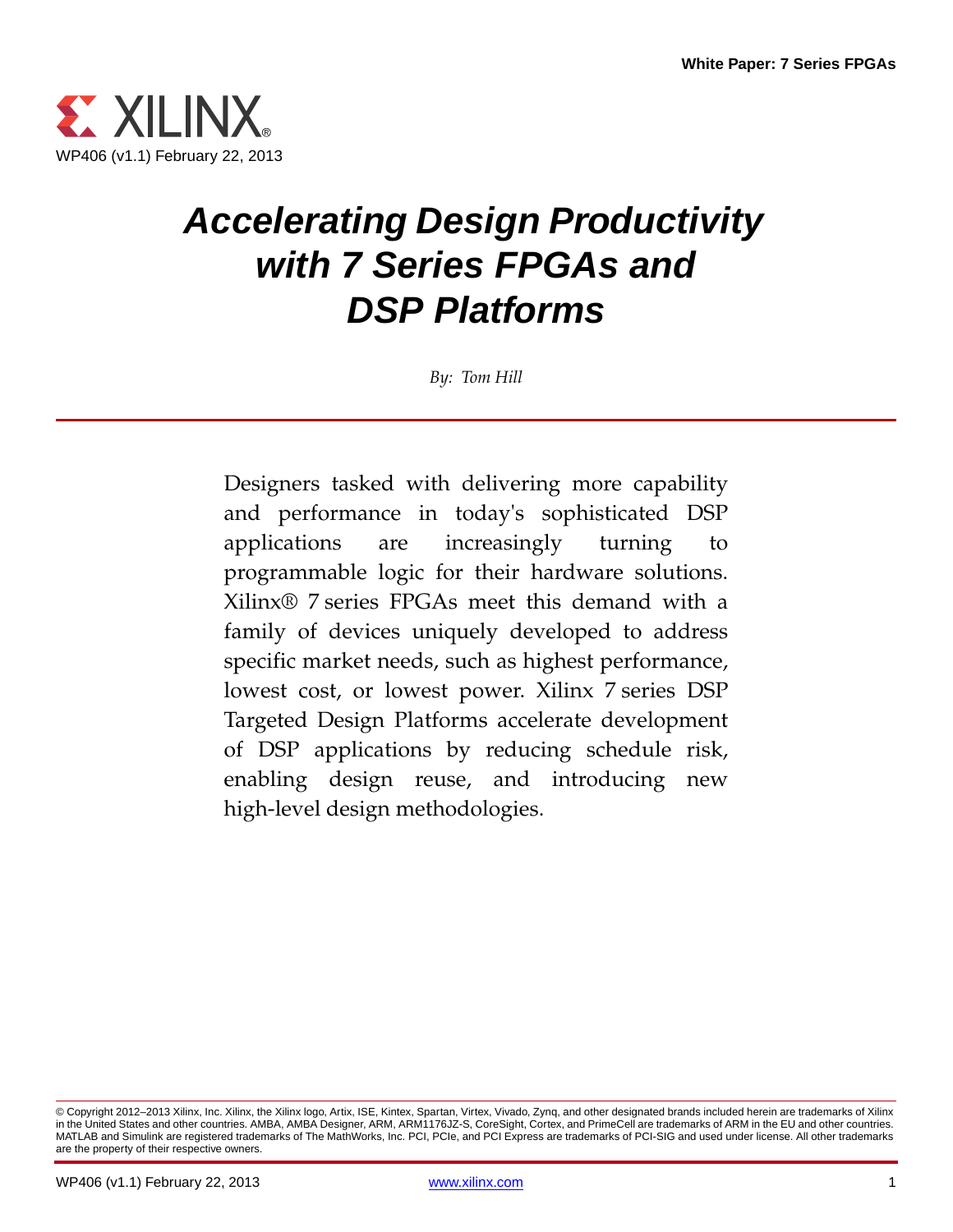White Paper: 7 Series FPGAs

WP406 (v1.1) February 22, 2013

# *Accelerating Design Productivity with 7 Series FPGAs and DSP Platforms*

*By: Tom Hill*

Designers tasked with delivering more capability and performance in today's sophisticated DSP applications are increasingly turning to programmable logic for their hardware solutions. Xilinx® 7 series FPGAs meet this demand with a family of devices uniquely developed to address specific market needs, such as highest performance, lowest cost, or lowest power. Xilinx 7 series DSP Targeted Design Platforms accelerate development of DSP applications by reducing schedule risk, enabling design reuse, and introducing new high-level design methodologies.

© Copyright 2012–2013 Xilinx, Inc. Xilinx, the Xilinx logo, Artix, ISE, Kintex, Spartan, Virtex, Vivado, Zynq, and other designated brands included herein are trademarks of Xilinx in the United States and other countries. AMBA, AMBA Designer, ARM, ARM1176JZ-S, CoreSight, Cortex, and PrimeCell are trademarks of ARM in the EU and other countries. MATLAB and Simulink are registered trademarks of The MathWorks, Inc. PCI, PCIe, and PCI Express are trademarks of PCI-SIG and used under license. All other trademarks are the property of their respective owners.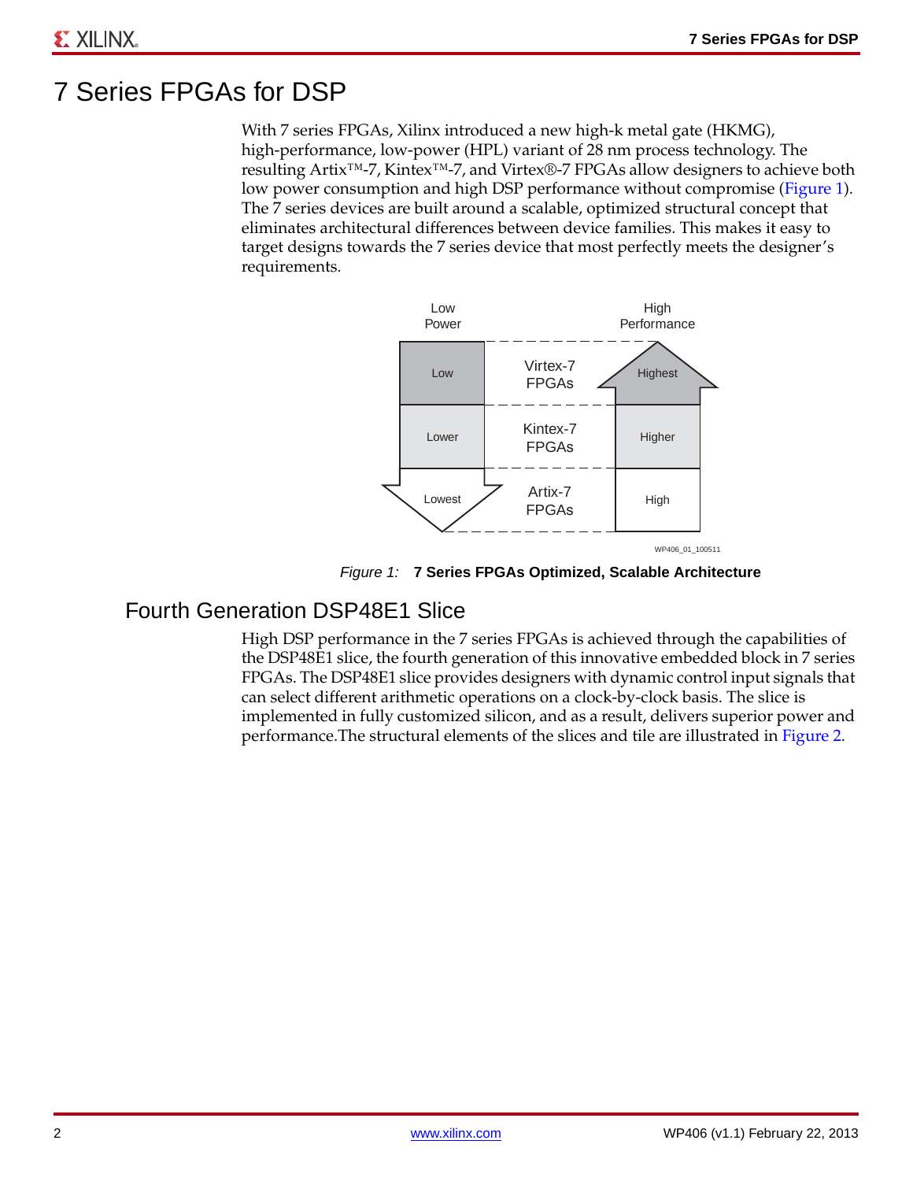# 7 Series FPGAs for DSP

With 7 series FPGAs, Xilinx introduced a new high-k metal gate (HKMG), high-performance, low-power (HPL) variant of 28 nm process technology. The resulting Artix™-7, Kintex™-7, and Virtex®-7 FPGAs allow designers to achieve both low power consumption and high DSP performance without compromise (Figure 1). The 7 series devices are built around a scalable, optimized structural concept that eliminates architectural differences between device families. This makes it easy to target designs towards the 7 series device that most perfectly meets the designer's requirements.

| Low Power | | High Performance |
|---|---|---|
| Low | Virtex-7 FPGAs | Highest |
| Lower | Kintex-7 FPGAs | Higher |
| Lowest | Artix-7 FPGAs | High |

WP406_01_100511

*Figure 1:* **7 Series FPGAs Optimized, Scalable Architecture**

## Fourth Generation DSP48E1 Slice

High DSP performance in the 7 series FPGAs is achieved through the capabilities of the DSP48E1 slice, the fourth generation of this innovative embedded block in 7 series FPGAs. The DSP48E1 slice provides designers with dynamic control input signals that can select different arithmetic operations on a clock-by-clock basis. The slice is implemented in fully customized silicon, and as a result, delivers superior power and performance.The structural elements of the slices and tile are illustrated in Figure 2.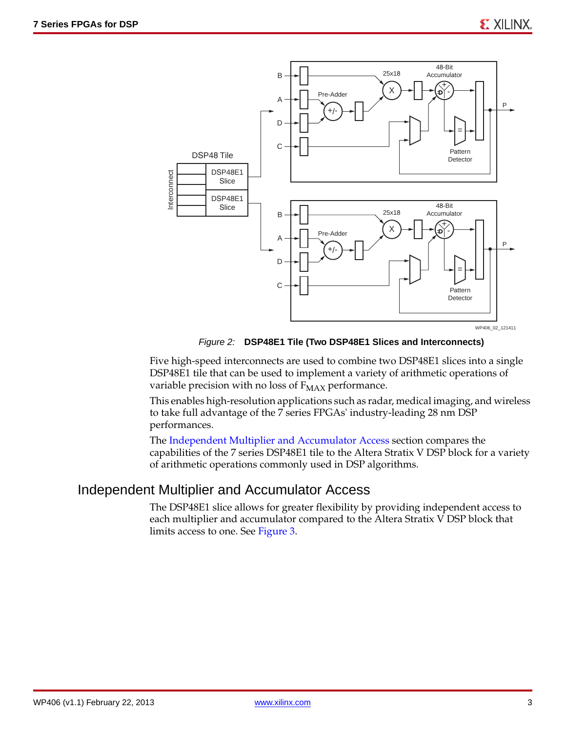*Figure 2:* **DSP48E1 Tile (Two DSP48E1 Slices and Interconnects)**

Five high-speed interconnects are used to combine two DSP48E1 slices into a single DSP48E1 tile that can be used to implement a variety of arithmetic operations of variable precision with no loss of $F_{MAX}$ performance.

This enables high-resolution applications such as radar, medical imaging, and wireless to take full advantage of the 7 series FPGAs' industry-leading 28 nm DSP performances.

The Independent Multiplier and Accumulator Access section compares the capabilities of the 7 series DSP48E1 tile to the Altera Stratix V DSP block for a variety of arithmetic operations commonly used in DSP algorithms.

## Independent Multiplier and Accumulator Access

The DSP48E1 slice allows for greater flexibility by providing independent access to each multiplier and accumulator compared to the Altera Stratix V DSP block that limits access to one. See Figure 3.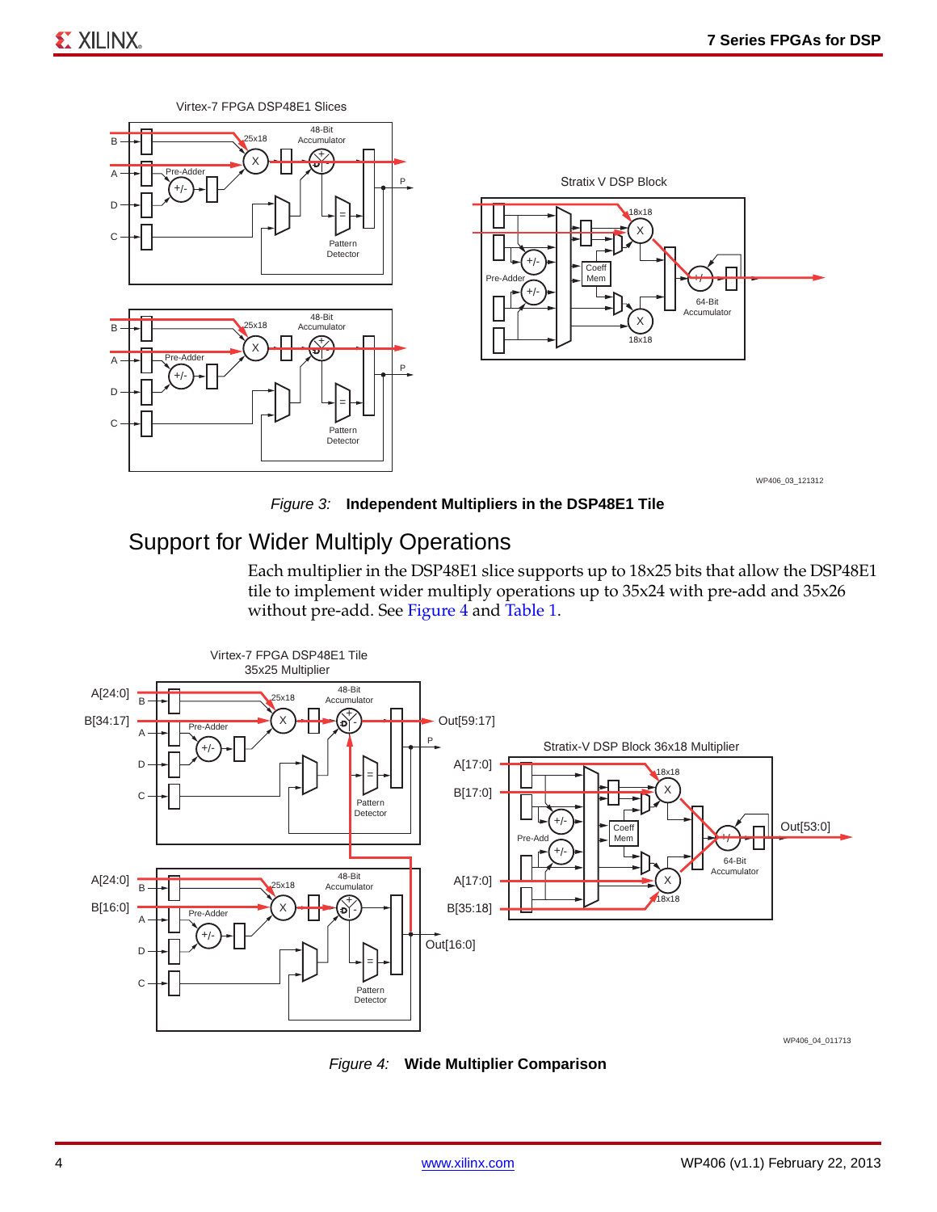Figure 3: **Independent Multipliers in the DSP48E1 Tile**

## Support for Wider Multiply Operations

Each multiplier in the DSP48E1 slice supports up to 18x25 bits that allow the DSP48E1 tile to implement wider multiply operations up to 35x24 with pre-add and 35x26 without pre-add. See Figure 4 and Table 1.

Figure 4: **Wide Multiplier Comparison**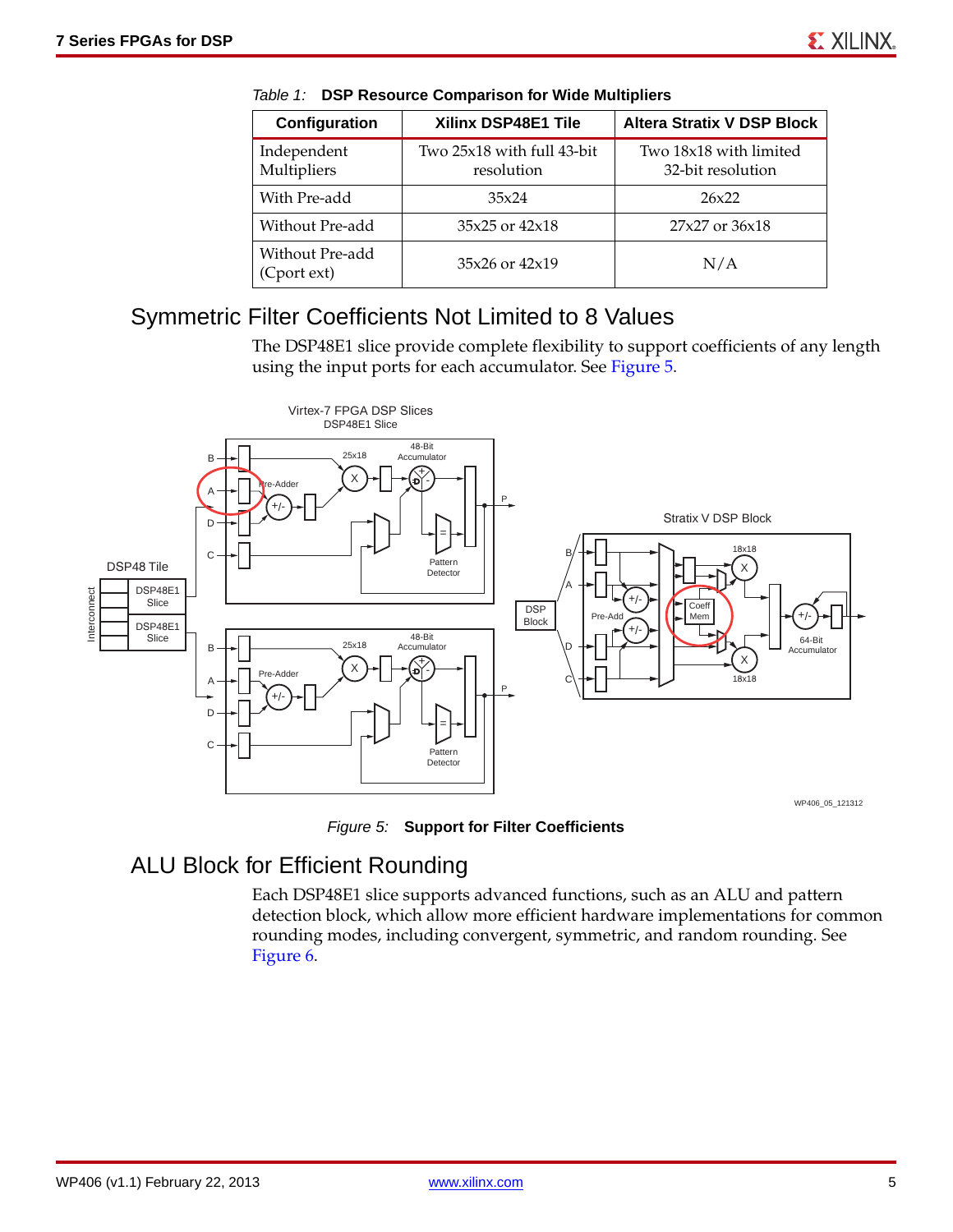*Table 1:* **DSP Resource Comparison for Wide Multipliers**

| Configuration | Xilinx DSP48E1 Tile | Altera Stratix V DSP Block |
|---|---|---|
| Independent Multipliers | Two 25x18 with full 43-bit resolution | Two 18x18 with limited 32-bit resolution |
| With Pre-add | 35x24 | 26x22 |
| Without Pre-add | 35x25 or 42x18 | 27x27 or 36x18 |
| Without Pre-add (Cport ext) | 35x26 or 42x19 | N/A |

## Symmetric Filter Coefficients Not Limited to 8 Values

The DSP48E1 slice provide complete flexibility to support coefficients of any length using the input ports for each accumulator. See Figure 5.

*Figure 5:* **Support for Filter Coefficients**

## ALU Block for Efficient Rounding

Each DSP48E1 slice supports advanced functions, such as an ALU and pattern detection block, which allow more efficient hardware implementations for common rounding modes, including convergent, symmetric, and random rounding. See Figure 6.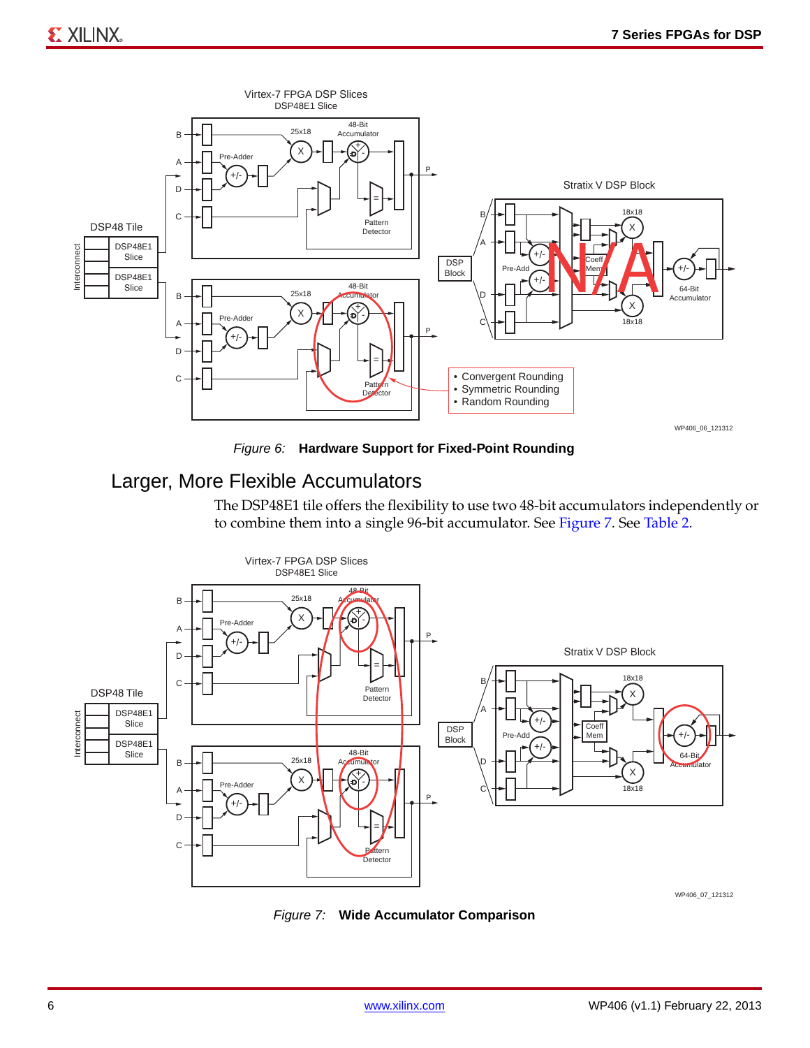Figure 6: **Hardware Support for Fixed-Point Rounding**

## Larger, More Flexible Accumulators

The DSP48E1 tile offers the flexibility to use two 48-bit accumulators independently or to combine them into a single 96-bit accumulator. See Figure 7. See Table 2.

Figure 7: **Wide Accumulator Comparison**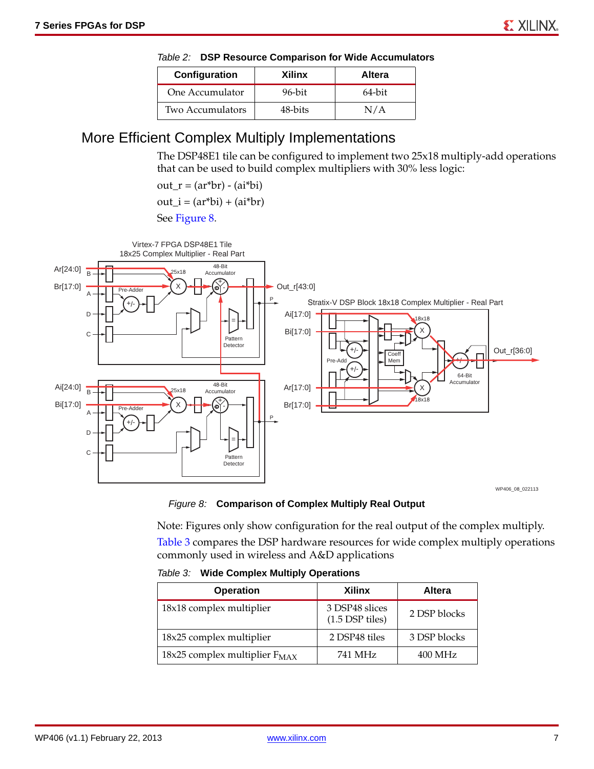*Table 2:* **DSP Resource Comparison for Wide Accumulators**

| Configuration | Xilinx | Altera |
|---|---|---|
| One Accumulator | 96-bit | 64-bit |
| Two Accumulators | 48-bits | N/A |

## More Efficient Complex Multiply Implementations

The DSP48E1 tile can be configured to implement two 25x18 multiply-add operations that can be used to build complex multipliers with 30% less logic:

out_r = (ar*br) - (ai*bi)

out_i = (ar*bi) + (ai*br)

See Figure 8.

*Figure 8:* **Comparison of Complex Multiply Real Output**

Note: Figures only show configuration for the real output of the complex multiply.

Table 3 compares the DSP hardware resources for wide complex multiply operations commonly used in wireless and A&D applications

*Table 3:* **Wide Complex Multiply Operations**

| Operation | Xilinx | Altera |
|---|---|---|
| 18x18 complex multiplier | 3 DSP48 slices (1.5 DSP tiles) | 2 DSP blocks |
| 18x25 complex multiplier | 2 DSP48 tiles | 3 DSP blocks |
| 18x25 complex multiplier $F_{MAX}$ | 741 MHz | 400 MHz |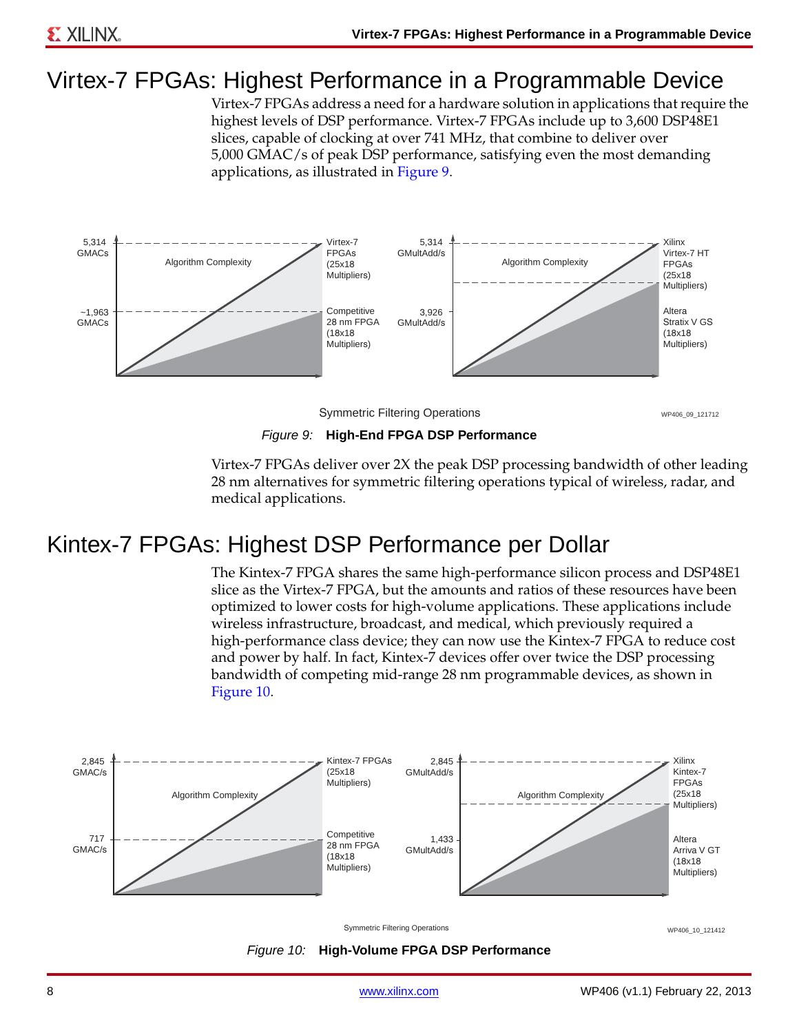# Virtex-7 FPGAs: Highest Performance in a Programmable Device

Virtex-7 FPGAs address a need for a hardware solution in applications that require the highest levels of DSP performance. Virtex-7 FPGAs include up to 3,600 DSP48E1 slices, capable of clocking at over 741 MHz, that combine to deliver over 5,000 GMAC/s of peak DSP performance, satisfying even the most demanding applications, as illustrated in Figure 9.

*Figure 9:* **High-End FPGA DSP Performance**

Virtex-7 FPGAs deliver over 2X the peak DSP processing bandwidth of other leading 28 nm alternatives for symmetric filtering operations typical of wireless, radar, and medical applications.

# Kintex-7 FPGAs: Highest DSP Performance per Dollar

The Kintex-7 FPGA shares the same high-performance silicon process and DSP48E1 slice as the Virtex-7 FPGA, but the amounts and ratios of these resources have been optimized to lower costs for high-volume applications. These applications include wireless infrastructure, broadcast, and medical, which previously required a high-performance class device; they can now use the Kintex-7 FPGA to reduce cost and power by half. In fact, Kintex-7 devices offer over twice the DSP processing bandwidth of competing mid-range 28 nm programmable devices, as shown in Figure 10.

*Figure 10:* **High-Volume FPGA DSP Performance**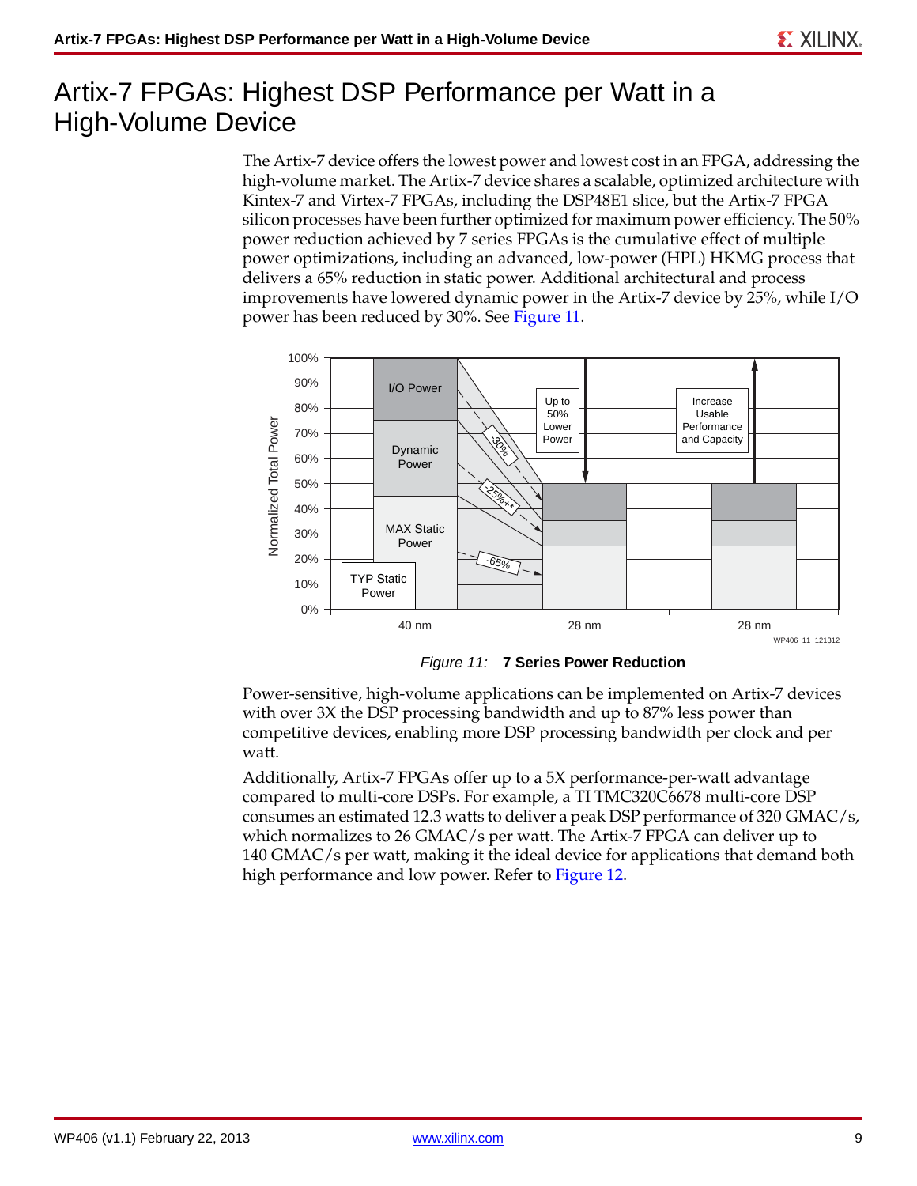# Artix-7 FPGAs: Highest DSP Performance per Watt in a High-Volume Device

The Artix-7 device offers the lowest power and lowest cost in an FPGA, addressing the high-volume market. The Artix-7 device shares a scalable, optimized architecture with Kintex-7 and Virtex-7 FPGAs, including the DSP48E1 slice, but the Artix-7 FPGA silicon processes have been further optimized for maximum power efficiency. The 50% power reduction achieved by 7 series FPGAs is the cumulative effect of multiple power optimizations, including an advanced, low-power (HPL) HKMG process that delivers a 65% reduction in static power. Additional architectural and process improvements have lowered dynamic power in the Artix-7 device by 25%, while I/O power has been reduced by 30%. See Figure 11.

*Figure 11:* **7 Series Power Reduction**

Power-sensitive, high-volume applications can be implemented on Artix-7 devices with over 3X the DSP processing bandwidth and up to 87% less power than competitive devices, enabling more DSP processing bandwidth per clock and per watt.

Additionally, Artix-7 FPGAs offer up to a 5X performance-per-watt advantage compared to multi-core DSPs. For example, a TI TMC320C6678 multi-core DSP consumes an estimated 12.3 watts to deliver a peak DSP performance of 320 GMAC/s, which normalizes to 26 GMAC/s per watt. The Artix-7 FPGA can deliver up to 140 GMAC/s per watt, making it the ideal device for applications that demand both high performance and low power. Refer to Figure 12.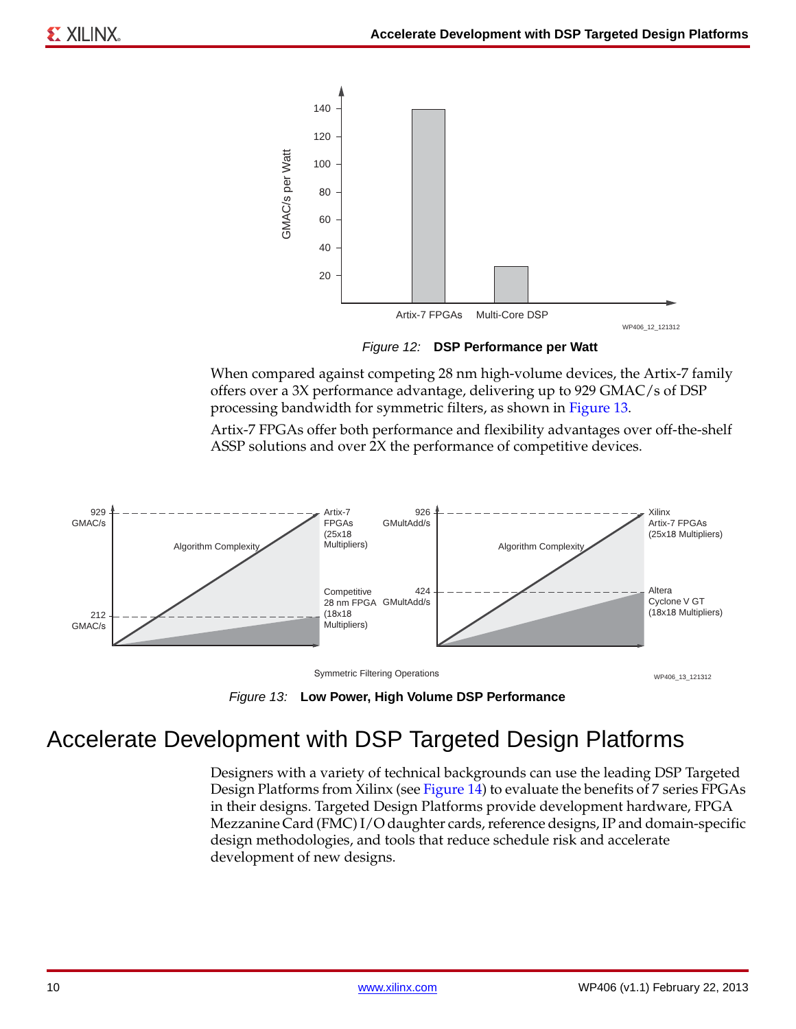Figure 12: **DSP Performance per Watt**

When compared against competing 28 nm high-volume devices, the Artix-7 family offers over a 3X performance advantage, delivering up to 929 GMAC/s of DSP processing bandwidth for symmetric filters, as shown in Figure 13.

Artix-7 FPGAs offer both performance and flexibility advantages over off-the-shelf ASSP solutions and over 2X the performance of competitive devices.

Figure 13: **Low Power, High Volume DSP Performance**

# Accelerate Development with DSP Targeted Design Platforms

Designers with a variety of technical backgrounds can use the leading DSP Targeted Design Platforms from Xilinx (see Figure 14) to evaluate the benefits of 7 series FPGAs in their designs. Targeted Design Platforms provide development hardware, FPGA Mezzanine Card (FMC) I/O daughter cards, reference designs, IP and domain-specific design methodologies, and tools that reduce schedule risk and accelerate development of new designs.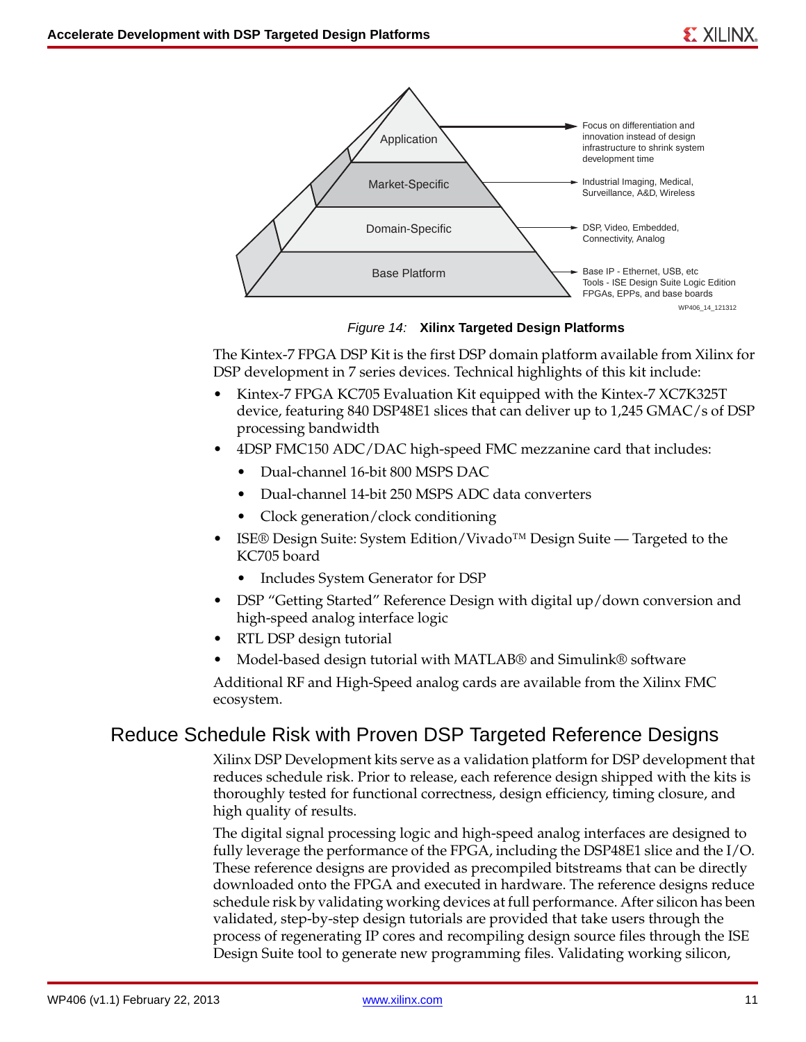Application

Market-Specific

Domain-Specific

Base Platform

Focus on differentiation and innovation instead of design infrastructure to shrink system development time

Industrial Imaging, Medical, Surveillance, A&D, Wireless

DSP, Video, Embedded, Connectivity, Analog

Base IP - Ethernet, USB, etc
Tools - ISE Design Suite Logic Edition
FPGAs, EPPs, and base boards

WP406_14_121312

*Figure 14:* **Xilinx Targeted Design Platforms**

The Kintex-7 FPGA DSP Kit is the first DSP domain platform available from Xilinx for DSP development in 7 series devices. Technical highlights of this kit include:

- Kintex-7 FPGA KC705 Evaluation Kit equipped with the Kintex-7 XC7K325T device, featuring 840 DSP48E1 slices that can deliver up to 1,245 GMAC/s of DSP processing bandwidth
- 4DSP FMC150 ADC/DAC high-speed FMC mezzanine card that includes:
  - Dual-channel 16-bit 800 MSPS DAC
  - Dual-channel 14-bit 250 MSPS ADC data converters
  - Clock generation/clock conditioning
- ISE® Design Suite: System Edition/Vivado™ Design Suite — Targeted to the KC705 board
  - Includes System Generator for DSP
- DSP "Getting Started" Reference Design with digital up/down conversion and high-speed analog interface logic
- RTL DSP design tutorial
- Model-based design tutorial with MATLAB® and Simulink® software

Additional RF and High-Speed analog cards are available from the Xilinx FMC ecosystem.

## Reduce Schedule Risk with Proven DSP Targeted Reference Designs

Xilinx DSP Development kits serve as a validation platform for DSP development that reduces schedule risk. Prior to release, each reference design shipped with the kits is thoroughly tested for functional correctness, design efficiency, timing closure, and high quality of results.

The digital signal processing logic and high-speed analog interfaces are designed to fully leverage the performance of the FPGA, including the DSP48E1 slice and the I/O. These reference designs are provided as precompiled bitstreams that can be directly downloaded onto the FPGA and executed in hardware. The reference designs reduce schedule risk by validating working devices at full performance. After silicon has been validated, step-by-step design tutorials are provided that take users through the process of regenerating IP cores and recompiling design source files through the ISE Design Suite tool to generate new programming files. Validating working silicon,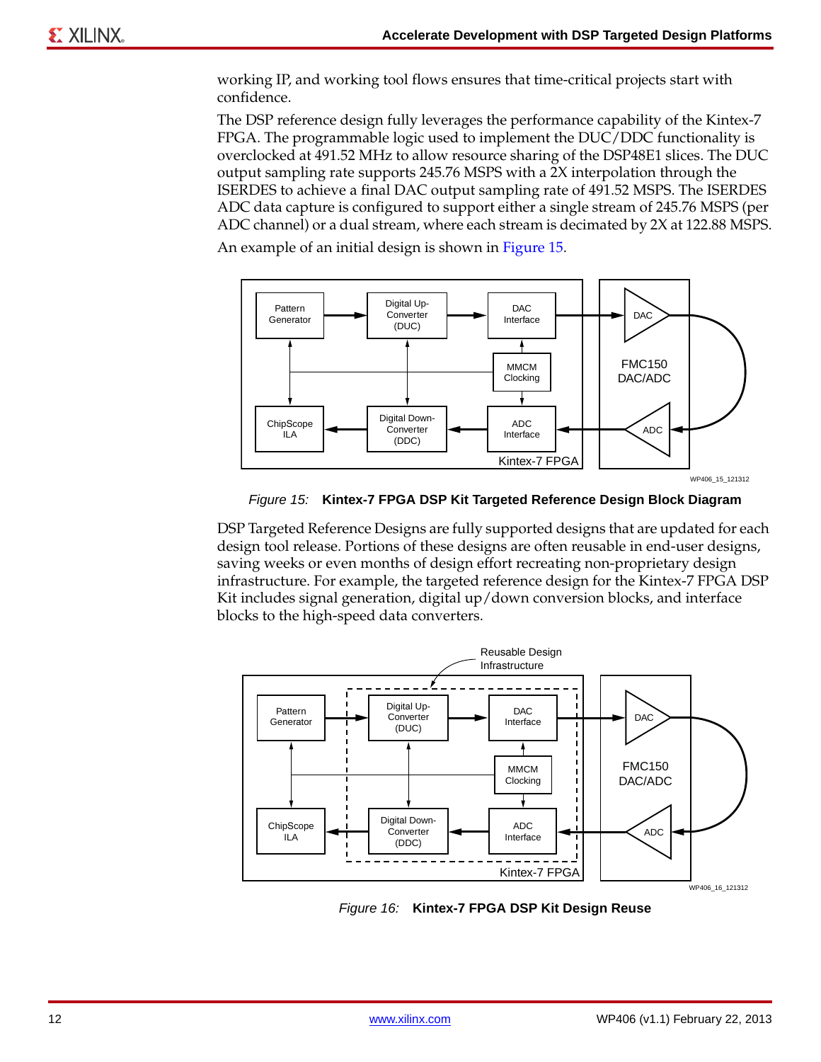working IP, and working tool flows ensures that time-critical projects start with confidence.

The DSP reference design fully leverages the performance capability of the Kintex-7 FPGA. The programmable logic used to implement the DUC/DDC functionality is overclocked at 491.52 MHz to allow resource sharing of the DSP48E1 slices. The DUC output sampling rate supports 245.76 MSPS with a 2X interpolation through the ISERDES to achieve a final DAC output sampling rate of 491.52 MSPS. The ISERDES ADC data capture is configured to support either a single stream of 245.76 MSPS (per ADC channel) or a dual stream, where each stream is decimated by 2X at 122.88 MSPS.

An example of an initial design is shown in Figure 15.

*Figure 15:* **Kintex-7 FPGA DSP Kit Targeted Reference Design Block Diagram**

DSP Targeted Reference Designs are fully supported designs that are updated for each design tool release. Portions of these designs are often reusable in end-user designs, saving weeks or even months of design effort recreating non-proprietary design infrastructure. For example, the targeted reference design for the Kintex-7 FPGA DSP Kit includes signal generation, digital up/down conversion blocks, and interface blocks to the high-speed data converters.

*Figure 16:* **Kintex-7 FPGA DSP Kit Design Reuse**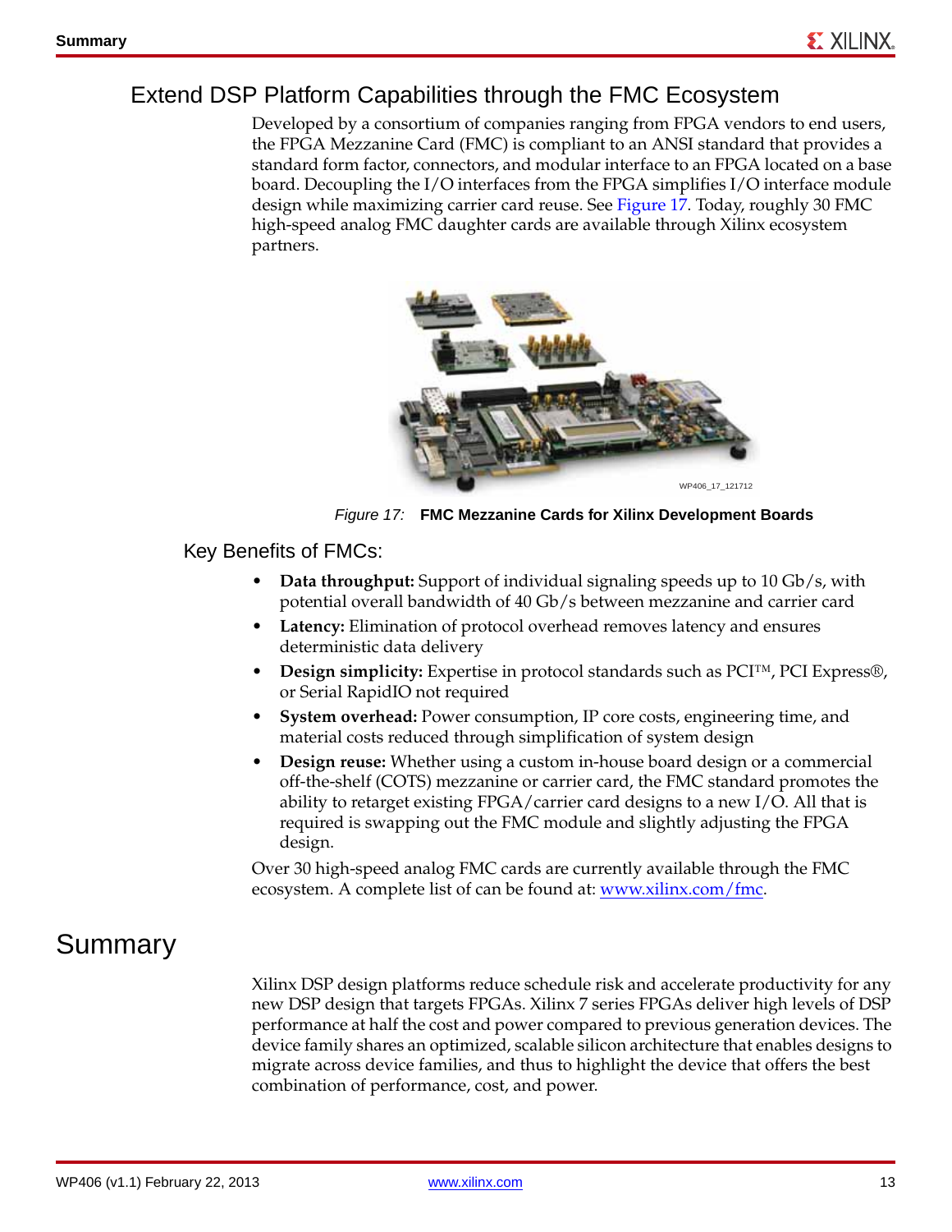## Extend DSP Platform Capabilities through the FMC Ecosystem

Developed by a consortium of companies ranging from FPGA vendors to end users, the FPGA Mezzanine Card (FMC) is compliant to an ANSI standard that provides a standard form factor, connectors, and modular interface to an FPGA located on a base board. Decoupling the I/O interfaces from the FPGA simplifies I/O interface module design while maximizing carrier card reuse. See Figure 17. Today, roughly 30 FMC high-speed analog FMC daughter cards are available through Xilinx ecosystem partners.

*Figure 17:* **FMC Mezzanine Cards for Xilinx Development Boards**

### Key Benefits of FMCs:

- **Data throughput:** Support of individual signaling speeds up to 10 Gb/s, with potential overall bandwidth of 40 Gb/s between mezzanine and carrier card
- **Latency:** Elimination of protocol overhead removes latency and ensures deterministic data delivery
- **Design simplicity:** Expertise in protocol standards such as PCI™, PCI Express®, or Serial RapidIO not required
- **System overhead:** Power consumption, IP core costs, engineering time, and material costs reduced through simplification of system design
- **Design reuse:** Whether using a custom in-house board design or a commercial off-the-shelf (COTS) mezzanine or carrier card, the FMC standard promotes the ability to retarget existing FPGA/carrier card designs to a new I/O. All that is required is swapping out the FMC module and slightly adjusting the FPGA design.

Over 30 high-speed analog FMC cards are currently available through the FMC ecosystem. A complete list of can be found at: www.xilinx.com/fmc.

# Summary

Xilinx DSP design platforms reduce schedule risk and accelerate productivity for any new DSP design that targets FPGAs. Xilinx 7 series FPGAs deliver high levels of DSP performance at half the cost and power compared to previous generation devices. The device family shares an optimized, scalable silicon architecture that enables designs to migrate across device families, and thus to highlight the device that offers the best combination of performance, cost, and power.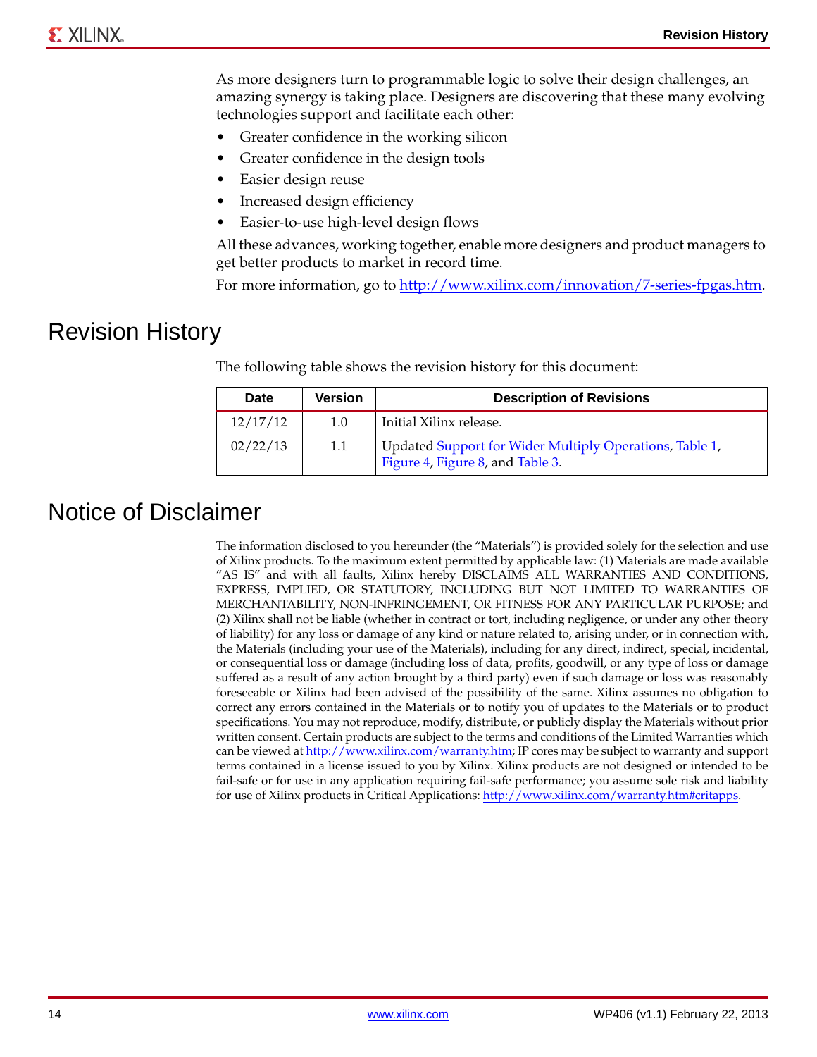As more designers turn to programmable logic to solve their design challenges, an amazing synergy is taking place. Designers are discovering that these many evolving technologies support and facilitate each other:

- Greater confidence in the working silicon
- Greater confidence in the design tools
- Easier design reuse
- Increased design efficiency
- Easier-to-use high-level design flows

All these advances, working together, enable more designers and product managers to get better products to market in record time.

For more information, go to http://www.xilinx.com/innovation/7-series-fpgas.htm.

# Revision History

The following table shows the revision history for this document:

| Date | Version | Description of Revisions |
|---|---|---|
| 12/17/12 | 1.0 | Initial Xilinx release. |
| 02/22/13 | 1.1 | Updated Support for Wider Multiply Operations, Table 1, Figure 4, Figure 8, and Table 3. |

# Notice of Disclaimer

The information disclosed to you hereunder (the "Materials") is provided solely for the selection and use of Xilinx products. To the maximum extent permitted by applicable law: (1) Materials are made available "AS IS" and with all faults, Xilinx hereby DISCLAIMS ALL WARRANTIES AND CONDITIONS, EXPRESS, IMPLIED, OR STATUTORY, INCLUDING BUT NOT LIMITED TO WARRANTIES OF MERCHANTABILITY, NON-INFRINGEMENT, OR FITNESS FOR ANY PARTICULAR PURPOSE; and (2) Xilinx shall not be liable (whether in contract or tort, including negligence, or under any other theory of liability) for any loss or damage of any kind or nature related to, arising under, or in connection with, the Materials (including your use of the Materials), including for any direct, indirect, special, incidental, or consequential loss or damage (including loss of data, profits, goodwill, or any type of loss or damage suffered as a result of any action brought by a third party) even if such damage or loss was reasonably foreseeable or Xilinx had been advised of the possibility of the same. Xilinx assumes no obligation to correct any errors contained in the Materials or to notify you of updates to the Materials or to product specifications. You may not reproduce, modify, distribute, or publicly display the Materials without prior written consent. Certain products are subject to the terms and conditions of the Limited Warranties which can be viewed at http://www.xilinx.com/warranty.htm; IP cores may be subject to warranty and support terms contained in a license issued to you by Xilinx. Xilinx products are not designed or intended to be fail-safe or for use in any application requiring fail-safe performance; you assume sole risk and liability for use of Xilinx products in Critical Applications: http://www.xilinx.com/warranty.htm#critapps.